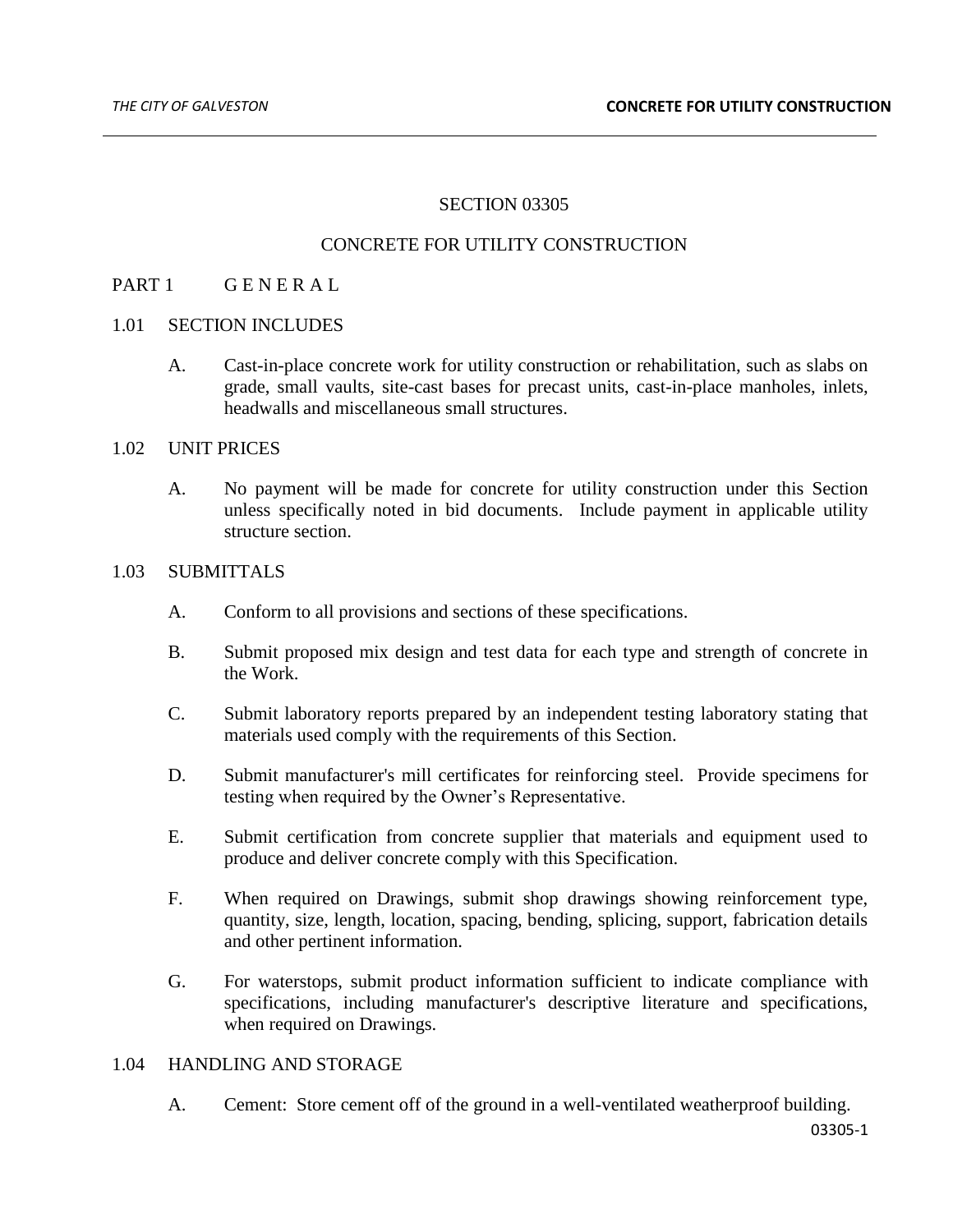# SECTION 03305

## CONCRETE FOR UTILITY CONSTRUCTION

## PART 1 GENERAL

### 1.01 SECTION INCLUDES

A. Cast-in-place concrete work for utility construction or rehabilitation, such as slabs on grade, small vaults, site-cast bases for precast units, cast-in-place manholes, inlets, headwalls and miscellaneous small structures.

### 1.02 UNIT PRICES

A. No payment will be made for concrete for utility construction under this Section unless specifically noted in bid documents. Include payment in applicable utility structure section.

### 1.03 SUBMITTALS

A. Conform to all provisions and sections of these specifications.

B. Submit proposed mix design and test data for each type and strength of concrete in the Work.

C. Submit laboratory reports prepared by an independent testing laboratory stating that materials used comply with the requirements of this Section.

D. Submit manufacturer's mill certificates for reinforcing steel. Provide specimens for testing when required by the Owner's Representative.

E. Submit certification from concrete supplier that materials and equipment used to produce and deliver concrete comply with this Specification.

F. When required on Drawings, submit shop drawings showing reinforcement type, quantity, size, length, location, spacing, bending, splicing, support, fabrication details and other pertinent information.

G. For waterstops, submit product information sufficient to indicate compliance with specifications, including manufacturer's descriptive literature and specifications, when required on Drawings.

### 1.04 HANDLING AND STORAGE

A. Cement: Store cement off of the ground in a well-ventilated weatherproof building.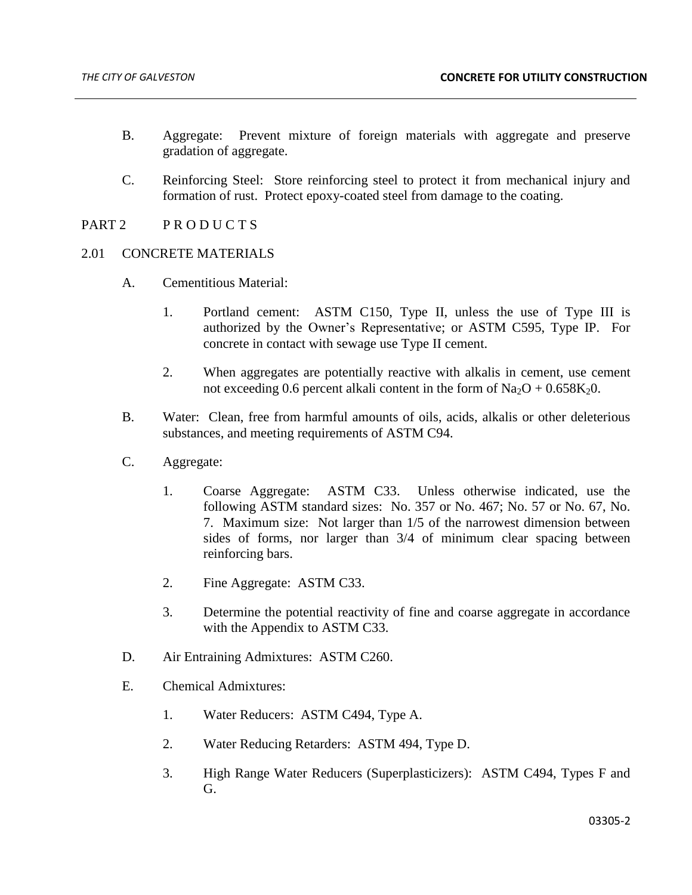B. Aggregate: Prevent mixture of foreign materials with aggregate and preserve gradation of aggregate.

C. Reinforcing Steel: Store reinforcing steel to protect it from mechanical injury and formation of rust. Protect epoxy-coated steel from damage to the coating.

## PART 2 PRODUCTS

### 2.01 CONCRETE MATERIALS

A. Cementitious Material:

1. Portland cement: ASTM C150, Type II, unless the use of Type III is authorized by the Owner's Representative; or ASTM C595, Type IP. For concrete in contact with sewage use Type II cement.

2. When aggregates are potentially reactive with alkalis in cement, use cement not exceeding 0.6 percent alkali content in the form of $Na_2O + 0.658K_20$.

B. Water: Clean, free from harmful amounts of oils, acids, alkalis or other deleterious substances, and meeting requirements of ASTM C94.

C. Aggregate:

1. Coarse Aggregate: ASTM C33. Unless otherwise indicated, use the following ASTM standard sizes: No. 357 or No. 467; No. 57 or No. 67, No. 7. Maximum size: Not larger than 1/5 of the narrowest dimension between sides of forms, nor larger than 3/4 of minimum clear spacing between reinforcing bars.

2. Fine Aggregate: ASTM C33.

3. Determine the potential reactivity of fine and coarse aggregate in accordance with the Appendix to ASTM C33.

D. Air Entraining Admixtures: ASTM C260.

E. Chemical Admixtures:

1. Water Reducers: ASTM C494, Type A.

2. Water Reducing Retarders: ASTM 494, Type D.

3. High Range Water Reducers (Superplasticizers): ASTM C494, Types F and G.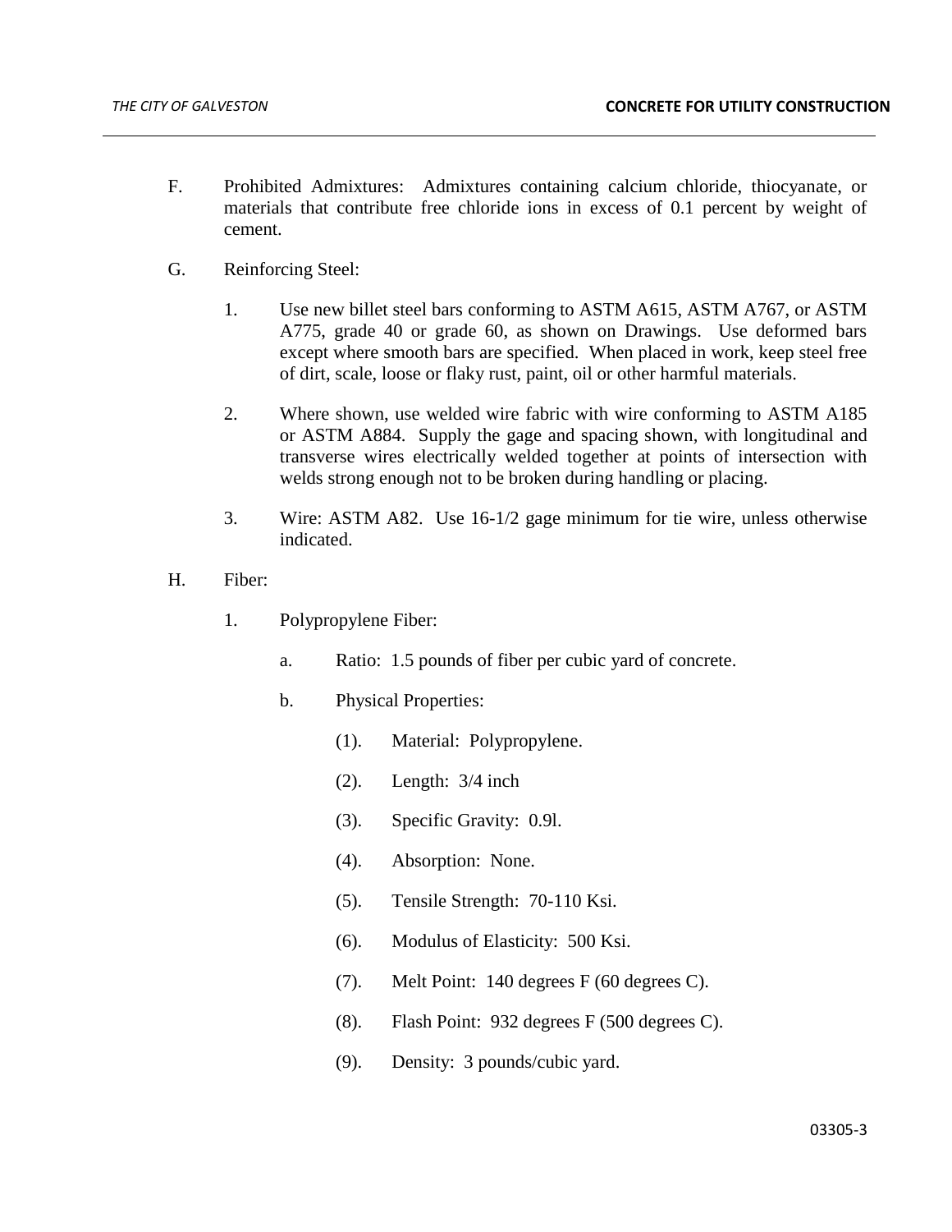F. Prohibited Admixtures: Admixtures containing calcium chloride, thiocyanate, or materials that contribute free chloride ions in excess of 0.1 percent by weight of cement.

G. Reinforcing Steel:

1. Use new billet steel bars conforming to ASTM A615, ASTM A767, or ASTM A775, grade 40 or grade 60, as shown on Drawings. Use deformed bars except where smooth bars are specified. When placed in work, keep steel free of dirt, scale, loose or flaky rust, paint, oil or other harmful materials.

2. Where shown, use welded wire fabric with wire conforming to ASTM A185 or ASTM A884. Supply the gage and spacing shown, with longitudinal and transverse wires electrically welded together at points of intersection with welds strong enough not to be broken during handling or placing.

3. Wire: ASTM A82. Use 16-1/2 gage minimum for tie wire, unless otherwise indicated.

H. Fiber:

1. Polypropylene Fiber:

   a. Ratio: 1.5 pounds of fiber per cubic yard of concrete.

   b. Physical Properties:

      (1). Material: Polypropylene.

      (2). Length: 3/4 inch

      (3). Specific Gravity: 0.9l.

      (4). Absorption: None.

      (5). Tensile Strength: 70-110 Ksi.

      (6). Modulus of Elasticity: 500 Ksi.

      (7). Melt Point: 140 degrees F (60 degrees C).

      (8). Flash Point: 932 degrees F (500 degrees C).

      (9). Density: 3 pounds/cubic yard.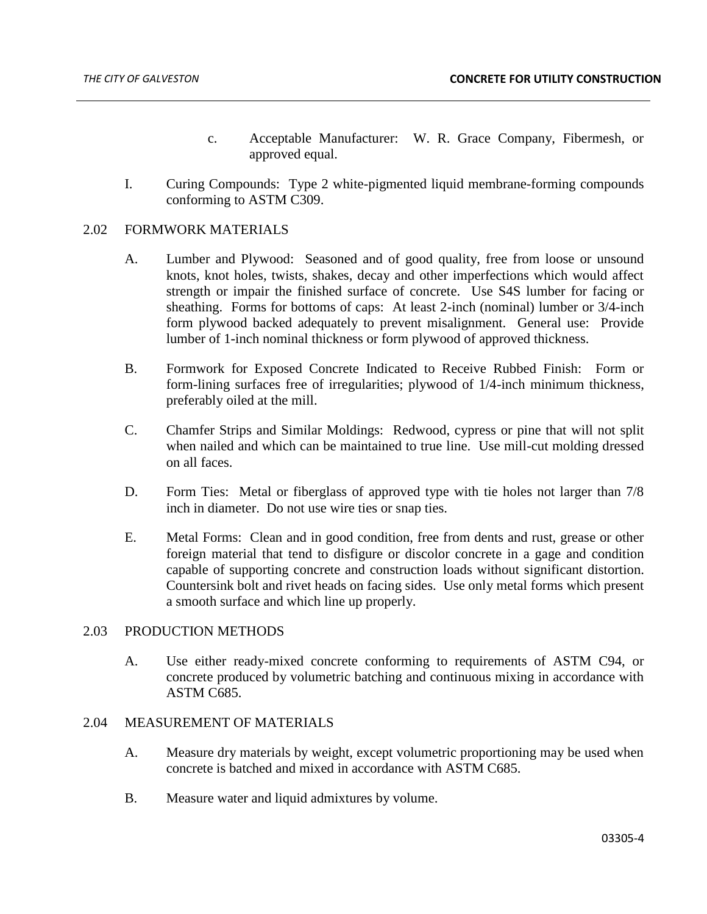c. Acceptable Manufacturer: W. R. Grace Company, Fibermesh, or approved equal.

I. Curing Compounds: Type 2 white-pigmented liquid membrane-forming compounds conforming to ASTM C309.

## 2.02 FORMWORK MATERIALS

A. Lumber and Plywood: Seasoned and of good quality, free from loose or unsound knots, knot holes, twists, shakes, decay and other imperfections which would affect strength or impair the finished surface of concrete. Use S4S lumber for facing or sheathing. Forms for bottoms of caps: At least 2-inch (nominal) lumber or 3/4-inch form plywood backed adequately to prevent misalignment. General use: Provide lumber of 1-inch nominal thickness or form plywood of approved thickness.

B. Formwork for Exposed Concrete Indicated to Receive Rubbed Finish: Form or form-lining surfaces free of irregularities; plywood of 1/4-inch minimum thickness, preferably oiled at the mill.

C. Chamfer Strips and Similar Moldings: Redwood, cypress or pine that will not split when nailed and which can be maintained to true line. Use mill-cut molding dressed on all faces.

D. Form Ties: Metal or fiberglass of approved type with tie holes not larger than 7/8 inch in diameter. Do not use wire ties or snap ties.

E. Metal Forms: Clean and in good condition, free from dents and rust, grease or other foreign material that tend to disfigure or discolor concrete in a gage and condition capable of supporting concrete and construction loads without significant distortion. Countersink bolt and rivet heads on facing sides. Use only metal forms which present a smooth surface and which line up properly.

## 2.03 PRODUCTION METHODS

A. Use either ready-mixed concrete conforming to requirements of ASTM C94, or concrete produced by volumetric batching and continuous mixing in accordance with ASTM C685.

## 2.04 MEASUREMENT OF MATERIALS

A. Measure dry materials by weight, except volumetric proportioning may be used when concrete is batched and mixed in accordance with ASTM C685.

B. Measure water and liquid admixtures by volume.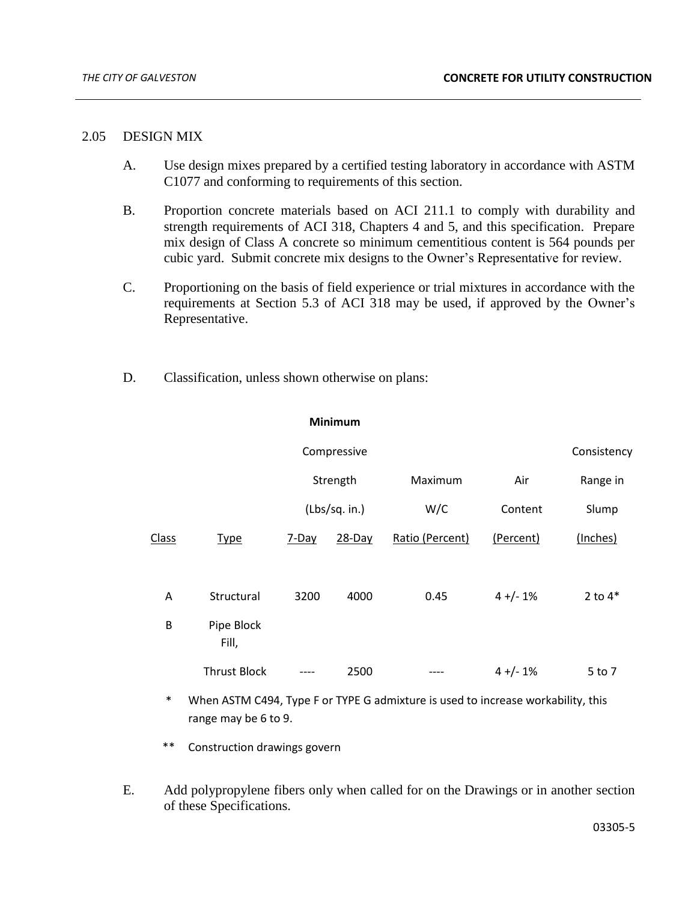## 2.05 DESIGN MIX

A. Use design mixes prepared by a certified testing laboratory in accordance with ASTM C1077 and conforming to requirements of this section.

B. Proportion concrete materials based on ACI 211.1 to comply with durability and strength requirements of ACI 318, Chapters 4 and 5, and this specification. Prepare mix design of Class A concrete so minimum cementitious content is 564 pounds per cubic yard. Submit concrete mix designs to the Owner's Representative for review.

C. Proportioning on the basis of field experience or trial mixtures in accordance with the requirements at Section 5.3 of ACI 318 may be used, if approved by the Owner's Representative.

D. Classification, unless shown otherwise on plans:

| Class | Type | **Minimum** Compressive Strength (Lbs/sq. in.) 7-Day | 28-Day | Maximum W/C Ratio (Percent) | Air Content (Percent) | Consistency Range in Slump (Inches) |
|---|---|---|---|---|---|---|
| A | Structural | 3200 | 4000 | 0.45 | 4 +/- 1% | 2 to 4* |
| B | Pipe Block Fill, Thrust Block | ---- | 2500 | ---- | 4 +/- 1% | 5 to 7 |

\* When ASTM C494, Type F or TYPE G admixture is used to increase workability, this range may be 6 to 9.

\*\* Construction drawings govern

E. Add polypropylene fibers only when called for on the Drawings or in another section of these Specifications.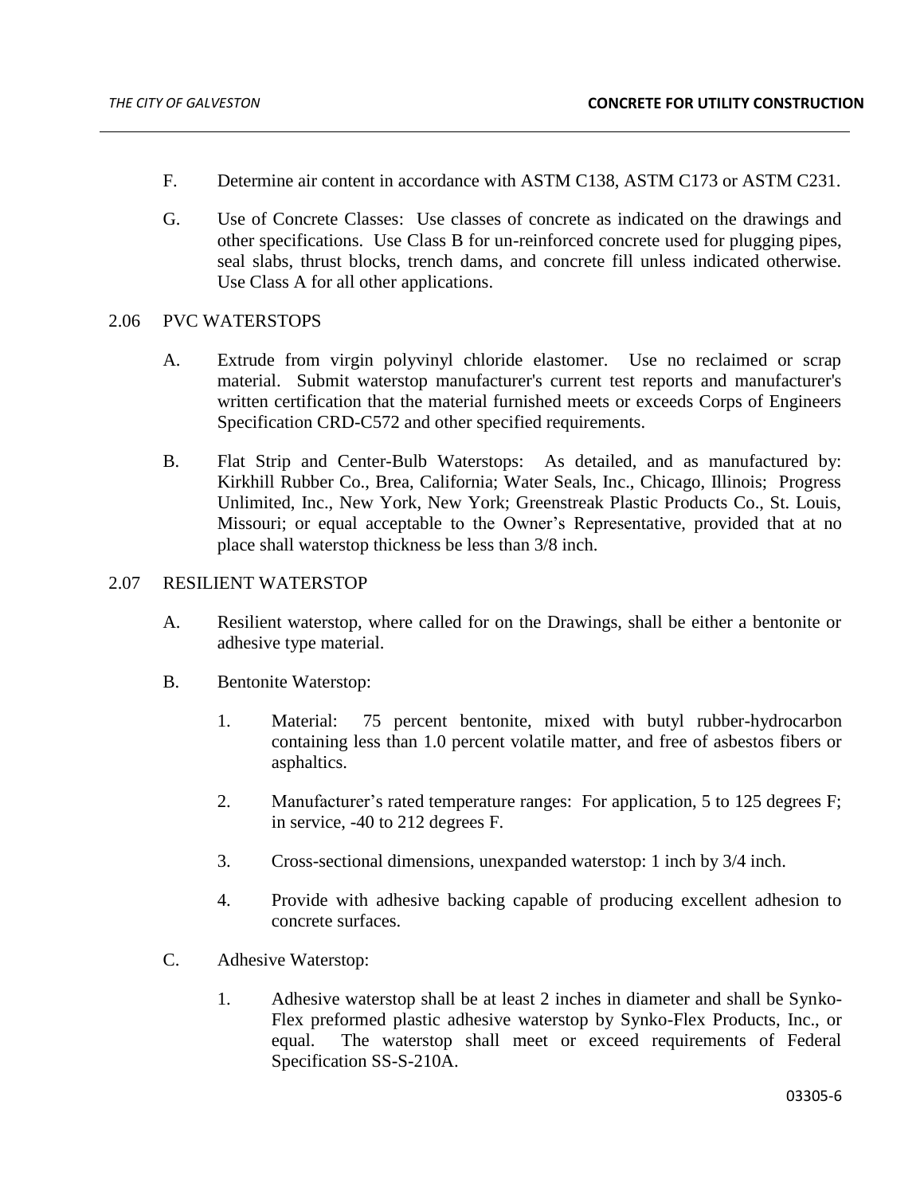F. Determine air content in accordance with ASTM C138, ASTM C173 or ASTM C231.

G. Use of Concrete Classes: Use classes of concrete as indicated on the drawings and other specifications. Use Class B for un-reinforced concrete used for plugging pipes, seal slabs, thrust blocks, trench dams, and concrete fill unless indicated otherwise. Use Class A for all other applications.

## 2.06 PVC WATERSTOPS

A. Extrude from virgin polyvinyl chloride elastomer. Use no reclaimed or scrap material. Submit waterstop manufacturer's current test reports and manufacturer's written certification that the material furnished meets or exceeds Corps of Engineers Specification CRD-C572 and other specified requirements.

B. Flat Strip and Center-Bulb Waterstops: As detailed, and as manufactured by: Kirkhill Rubber Co., Brea, California; Water Seals, Inc., Chicago, Illinois; Progress Unlimited, Inc., New York, New York; Greenstreak Plastic Products Co., St. Louis, Missouri; or equal acceptable to the Owner's Representative, provided that at no place shall waterstop thickness be less than 3/8 inch.

## 2.07 RESILIENT WATERSTOP

A. Resilient waterstop, where called for on the Drawings, shall be either a bentonite or adhesive type material.

B. Bentonite Waterstop:

1. Material: 75 percent bentonite, mixed with butyl rubber-hydrocarbon containing less than 1.0 percent volatile matter, and free of asbestos fibers or asphaltics.

2. Manufacturer's rated temperature ranges: For application, 5 to 125 degrees F; in service, -40 to 212 degrees F.

3. Cross-sectional dimensions, unexpanded waterstop: 1 inch by 3/4 inch.

4. Provide with adhesive backing capable of producing excellent adhesion to concrete surfaces.

C. Adhesive Waterstop:

1. Adhesive waterstop shall be at least 2 inches in diameter and shall be Synko-Flex preformed plastic adhesive waterstop by Synko-Flex Products, Inc., or equal. The waterstop shall meet or exceed requirements of Federal Specification SS-S-210A.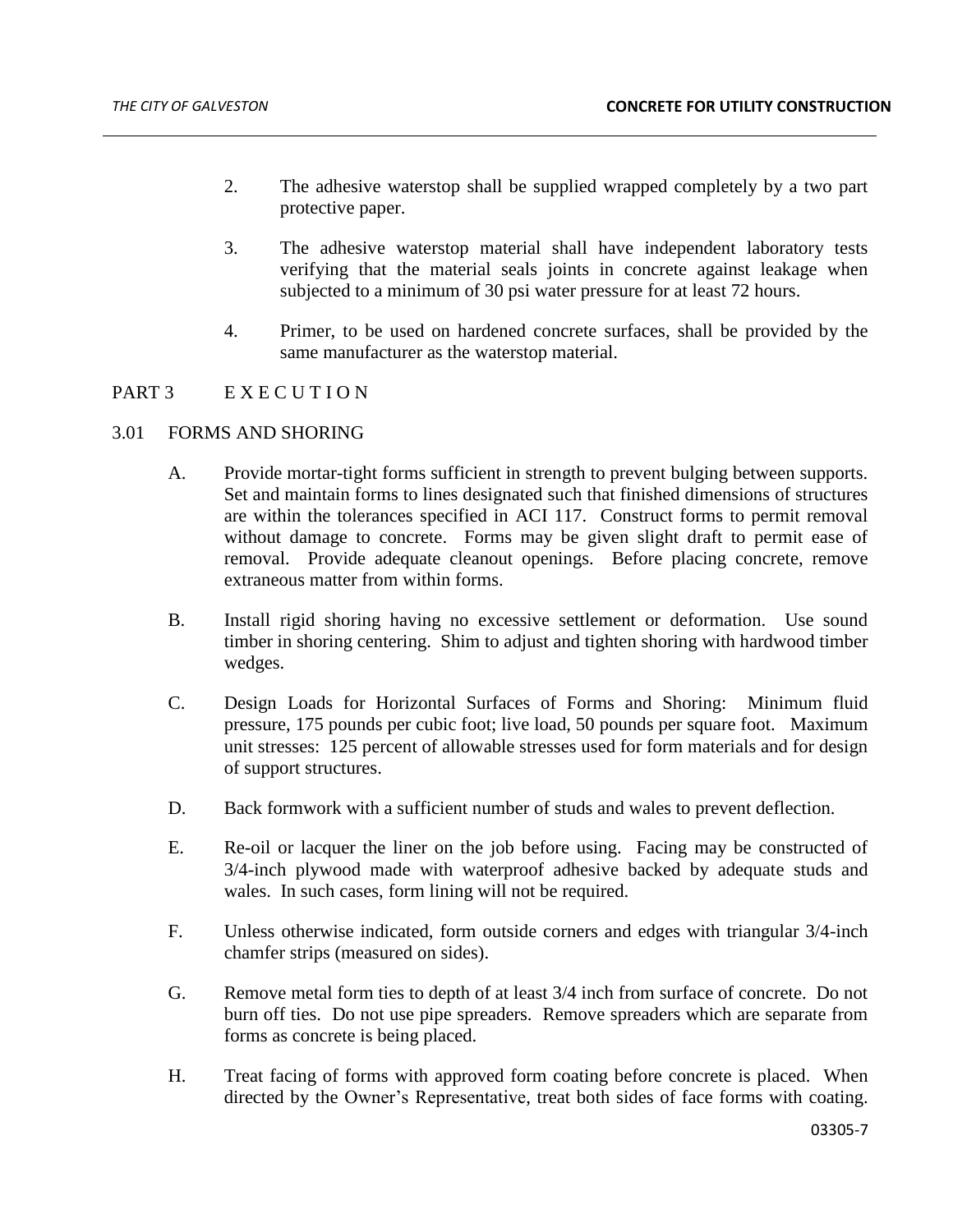2. The adhesive waterstop shall be supplied wrapped completely by a two part protective paper.

3. The adhesive waterstop material shall have independent laboratory tests verifying that the material seals joints in concrete against leakage when subjected to a minimum of 30 psi water pressure for at least 72 hours.

4. Primer, to be used on hardened concrete surfaces, shall be provided by the same manufacturer as the waterstop material.

## PART 3 E X E C U T I O N

### 3.01 FORMS AND SHORING

A. Provide mortar-tight forms sufficient in strength to prevent bulging between supports. Set and maintain forms to lines designated such that finished dimensions of structures are within the tolerances specified in ACI 117. Construct forms to permit removal without damage to concrete. Forms may be given slight draft to permit ease of removal. Provide adequate cleanout openings. Before placing concrete, remove extraneous matter from within forms.

B. Install rigid shoring having no excessive settlement or deformation. Use sound timber in shoring centering. Shim to adjust and tighten shoring with hardwood timber wedges.

C. Design Loads for Horizontal Surfaces of Forms and Shoring: Minimum fluid pressure, 175 pounds per cubic foot; live load, 50 pounds per square foot. Maximum unit stresses: 125 percent of allowable stresses used for form materials and for design of support structures.

D. Back formwork with a sufficient number of studs and wales to prevent deflection.

E. Re-oil or lacquer the liner on the job before using. Facing may be constructed of 3/4-inch plywood made with waterproof adhesive backed by adequate studs and wales. In such cases, form lining will not be required.

F. Unless otherwise indicated, form outside corners and edges with triangular 3/4-inch chamfer strips (measured on sides).

G. Remove metal form ties to depth of at least 3/4 inch from surface of concrete. Do not burn off ties. Do not use pipe spreaders. Remove spreaders which are separate from forms as concrete is being placed.

H. Treat facing of forms with approved form coating before concrete is placed. When directed by the Owner's Representative, treat both sides of face forms with coating.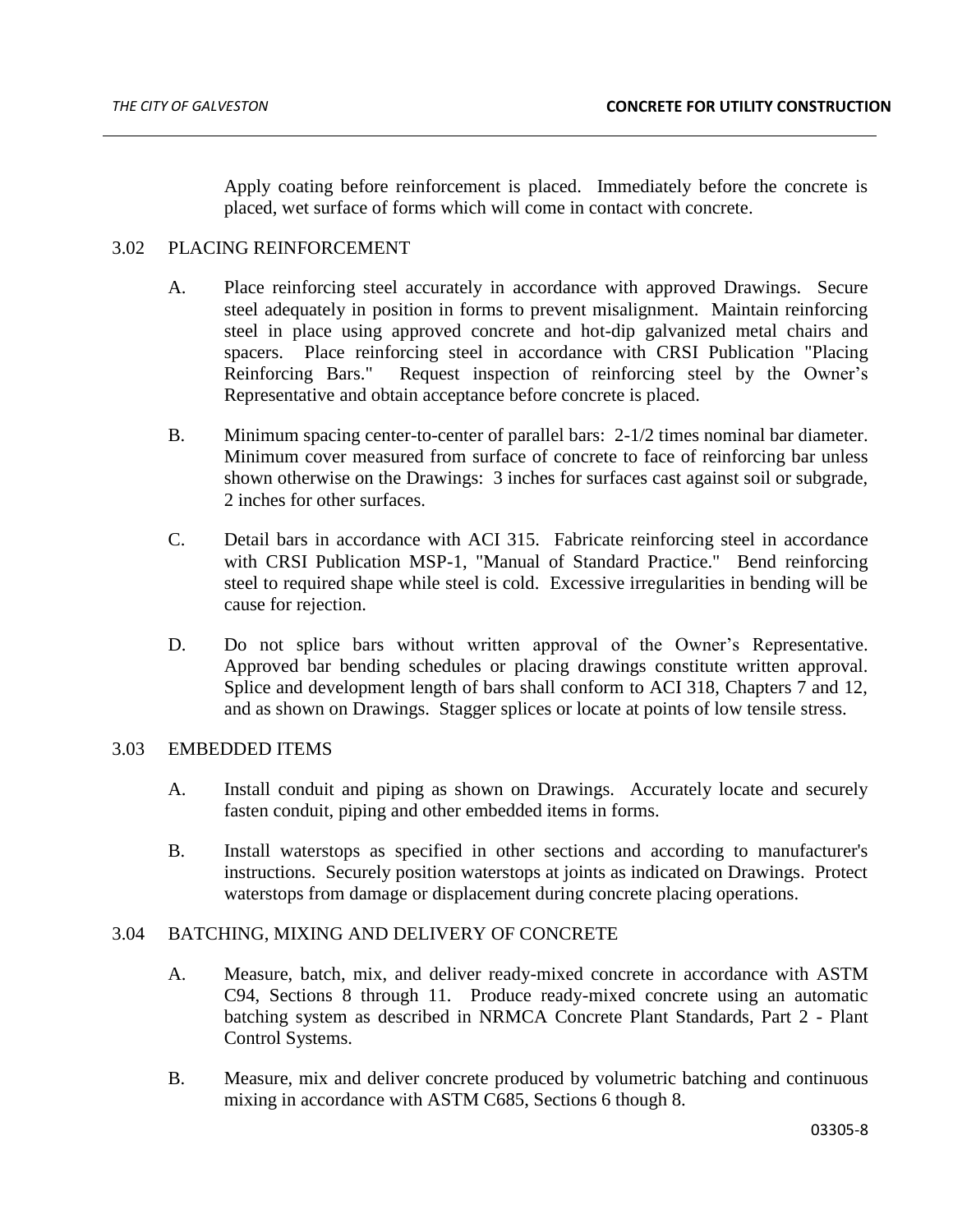Apply coating before reinforcement is placed. Immediately before the concrete is placed, wet surface of forms which will come in contact with concrete.

## 3.02 PLACING REINFORCEMENT

A. Place reinforcing steel accurately in accordance with approved Drawings. Secure steel adequately in position in forms to prevent misalignment. Maintain reinforcing steel in place using approved concrete and hot-dip galvanized metal chairs and spacers. Place reinforcing steel in accordance with CRSI Publication "Placing Reinforcing Bars." Request inspection of reinforcing steel by the Owner's Representative and obtain acceptance before concrete is placed.

B. Minimum spacing center-to-center of parallel bars: 2-1/2 times nominal bar diameter. Minimum cover measured from surface of concrete to face of reinforcing bar unless shown otherwise on the Drawings: 3 inches for surfaces cast against soil or subgrade, 2 inches for other surfaces.

C. Detail bars in accordance with ACI 315. Fabricate reinforcing steel in accordance with CRSI Publication MSP-1, "Manual of Standard Practice." Bend reinforcing steel to required shape while steel is cold. Excessive irregularities in bending will be cause for rejection.

D. Do not splice bars without written approval of the Owner's Representative. Approved bar bending schedules or placing drawings constitute written approval. Splice and development length of bars shall conform to ACI 318, Chapters 7 and 12, and as shown on Drawings. Stagger splices or locate at points of low tensile stress.

## 3.03 EMBEDDED ITEMS

A. Install conduit and piping as shown on Drawings. Accurately locate and securely fasten conduit, piping and other embedded items in forms.

B. Install waterstops as specified in other sections and according to manufacturer's instructions. Securely position waterstops at joints as indicated on Drawings. Protect waterstops from damage or displacement during concrete placing operations.

## 3.04 BATCHING, MIXING AND DELIVERY OF CONCRETE

A. Measure, batch, mix, and deliver ready-mixed concrete in accordance with ASTM C94, Sections 8 through 11. Produce ready-mixed concrete using an automatic batching system as described in NRMCA Concrete Plant Standards, Part 2 - Plant Control Systems.

B. Measure, mix and deliver concrete produced by volumetric batching and continuous mixing in accordance with ASTM C685, Sections 6 though 8.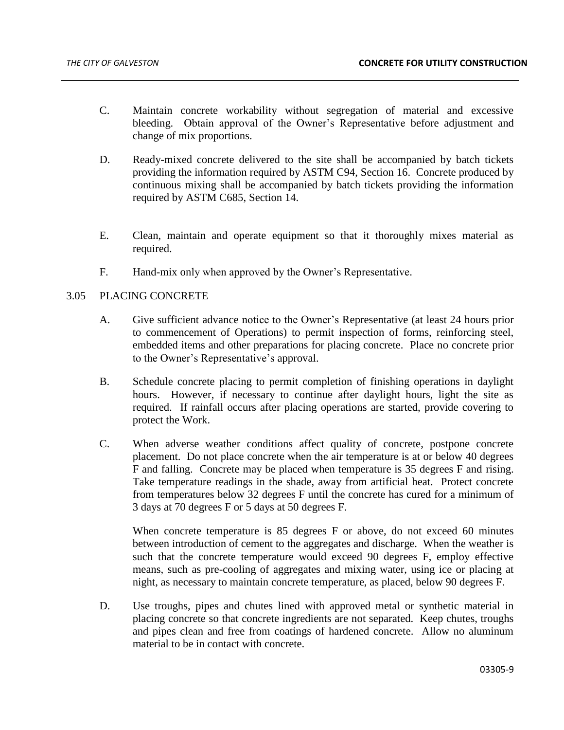C. Maintain concrete workability without segregation of material and excessive bleeding. Obtain approval of the Owner's Representative before adjustment and change of mix proportions.

D. Ready-mixed concrete delivered to the site shall be accompanied by batch tickets providing the information required by ASTM C94, Section 16. Concrete produced by continuous mixing shall be accompanied by batch tickets providing the information required by ASTM C685, Section 14.

E. Clean, maintain and operate equipment so that it thoroughly mixes material as required.

F. Hand-mix only when approved by the Owner's Representative.

## 3.05 PLACING CONCRETE

A. Give sufficient advance notice to the Owner's Representative (at least 24 hours prior to commencement of Operations) to permit inspection of forms, reinforcing steel, embedded items and other preparations for placing concrete. Place no concrete prior to the Owner's Representative's approval.

B. Schedule concrete placing to permit completion of finishing operations in daylight hours. However, if necessary to continue after daylight hours, light the site as required. If rainfall occurs after placing operations are started, provide covering to protect the Work.

C. When adverse weather conditions affect quality of concrete, postpone concrete placement. Do not place concrete when the air temperature is at or below 40 degrees F and falling. Concrete may be placed when temperature is 35 degrees F and rising. Take temperature readings in the shade, away from artificial heat. Protect concrete from temperatures below 32 degrees F until the concrete has cured for a minimum of 3 days at 70 degrees F or 5 days at 50 degrees F.

   When concrete temperature is 85 degrees F or above, do not exceed 60 minutes between introduction of cement to the aggregates and discharge. When the weather is such that the concrete temperature would exceed 90 degrees F, employ effective means, such as pre-cooling of aggregates and mixing water, using ice or placing at night, as necessary to maintain concrete temperature, as placed, below 90 degrees F.

D. Use troughs, pipes and chutes lined with approved metal or synthetic material in placing concrete so that concrete ingredients are not separated. Keep chutes, troughs and pipes clean and free from coatings of hardened concrete. Allow no aluminum material to be in contact with concrete.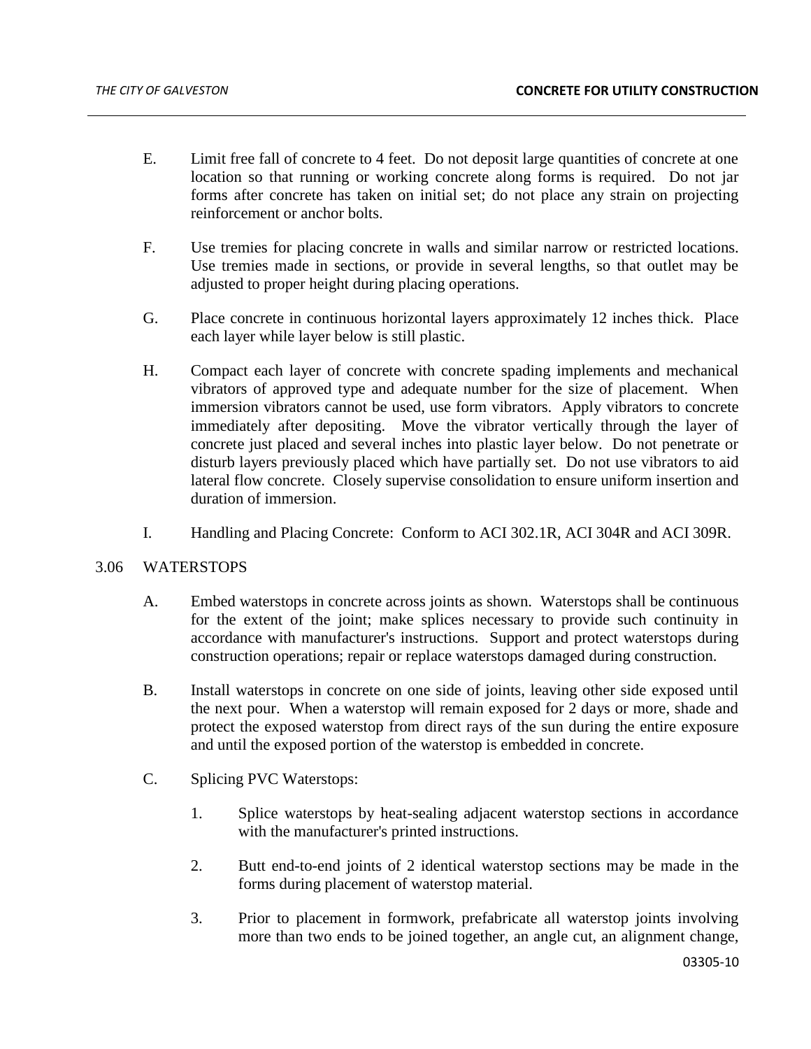E. Limit free fall of concrete to 4 feet. Do not deposit large quantities of concrete at one location so that running or working concrete along forms is required. Do not jar forms after concrete has taken on initial set; do not place any strain on projecting reinforcement or anchor bolts.

F. Use tremies for placing concrete in walls and similar narrow or restricted locations. Use tremies made in sections, or provide in several lengths, so that outlet may be adjusted to proper height during placing operations.

G. Place concrete in continuous horizontal layers approximately 12 inches thick. Place each layer while layer below is still plastic.

H. Compact each layer of concrete with concrete spading implements and mechanical vibrators of approved type and adequate number for the size of placement. When immersion vibrators cannot be used, use form vibrators. Apply vibrators to concrete immediately after depositing. Move the vibrator vertically through the layer of concrete just placed and several inches into plastic layer below. Do not penetrate or disturb layers previously placed which have partially set. Do not use vibrators to aid lateral flow concrete. Closely supervise consolidation to ensure uniform insertion and duration of immersion.

I. Handling and Placing Concrete: Conform to ACI 302.1R, ACI 304R and ACI 309R.

## 3.06 WATERSTOPS

A. Embed waterstops in concrete across joints as shown. Waterstops shall be continuous for the extent of the joint; make splices necessary to provide such continuity in accordance with manufacturer's instructions. Support and protect waterstops during construction operations; repair or replace waterstops damaged during construction.

B. Install waterstops in concrete on one side of joints, leaving other side exposed until the next pour. When a waterstop will remain exposed for 2 days or more, shade and protect the exposed waterstop from direct rays of the sun during the entire exposure and until the exposed portion of the waterstop is embedded in concrete.

C. Splicing PVC Waterstops:

1. Splice waterstops by heat-sealing adjacent waterstop sections in accordance with the manufacturer's printed instructions.

2. Butt end-to-end joints of 2 identical waterstop sections may be made in the forms during placement of waterstop material.

3. Prior to placement in formwork, prefabricate all waterstop joints involving more than two ends to be joined together, an angle cut, an alignment change,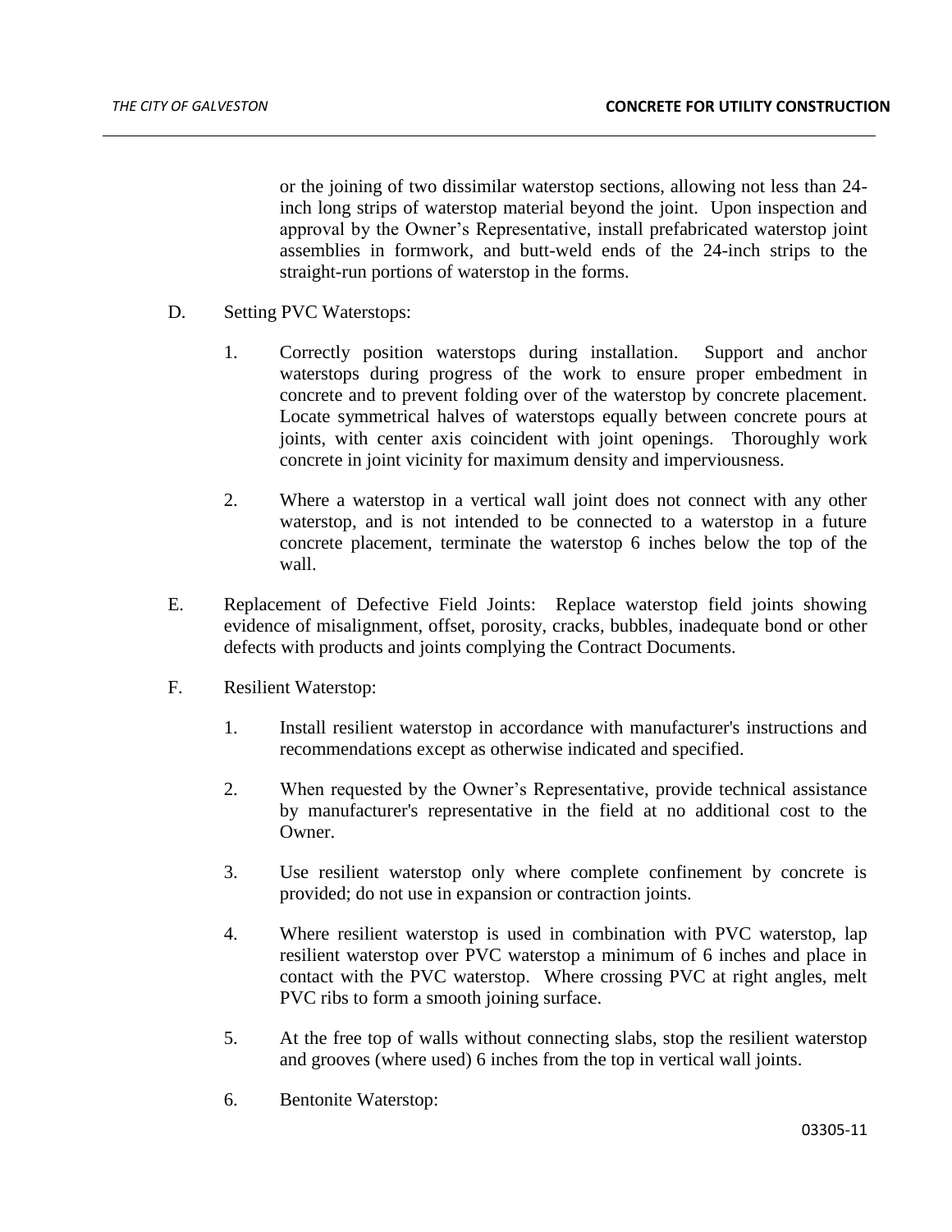or the joining of two dissimilar waterstop sections, allowing not less than 24-inch long strips of waterstop material beyond the joint. Upon inspection and approval by the Owner's Representative, install prefabricated waterstop joint assemblies in formwork, and butt-weld ends of the 24-inch strips to the straight-run portions of waterstop in the forms.

D. Setting PVC Waterstops:

1. Correctly position waterstops during installation. Support and anchor waterstops during progress of the work to ensure proper embedment in concrete and to prevent folding over of the waterstop by concrete placement. Locate symmetrical halves of waterstops equally between concrete pours at joints, with center axis coincident with joint openings. Thoroughly work concrete in joint vicinity for maximum density and imperviousness.

2. Where a waterstop in a vertical wall joint does not connect with any other waterstop, and is not intended to be connected to a waterstop in a future concrete placement, terminate the waterstop 6 inches below the top of the wall.

E. Replacement of Defective Field Joints: Replace waterstop field joints showing evidence of misalignment, offset, porosity, cracks, bubbles, inadequate bond or other defects with products and joints complying the Contract Documents.

F. Resilient Waterstop:

1. Install resilient waterstop in accordance with manufacturer's instructions and recommendations except as otherwise indicated and specified.

2. When requested by the Owner's Representative, provide technical assistance by manufacturer's representative in the field at no additional cost to the Owner.

3. Use resilient waterstop only where complete confinement by concrete is provided; do not use in expansion or contraction joints.

4. Where resilient waterstop is used in combination with PVC waterstop, lap resilient waterstop over PVC waterstop a minimum of 6 inches and place in contact with the PVC waterstop. Where crossing PVC at right angles, melt PVC ribs to form a smooth joining surface.

5. At the free top of walls without connecting slabs, stop the resilient waterstop and grooves (where used) 6 inches from the top in vertical wall joints.

6. Bentonite Waterstop: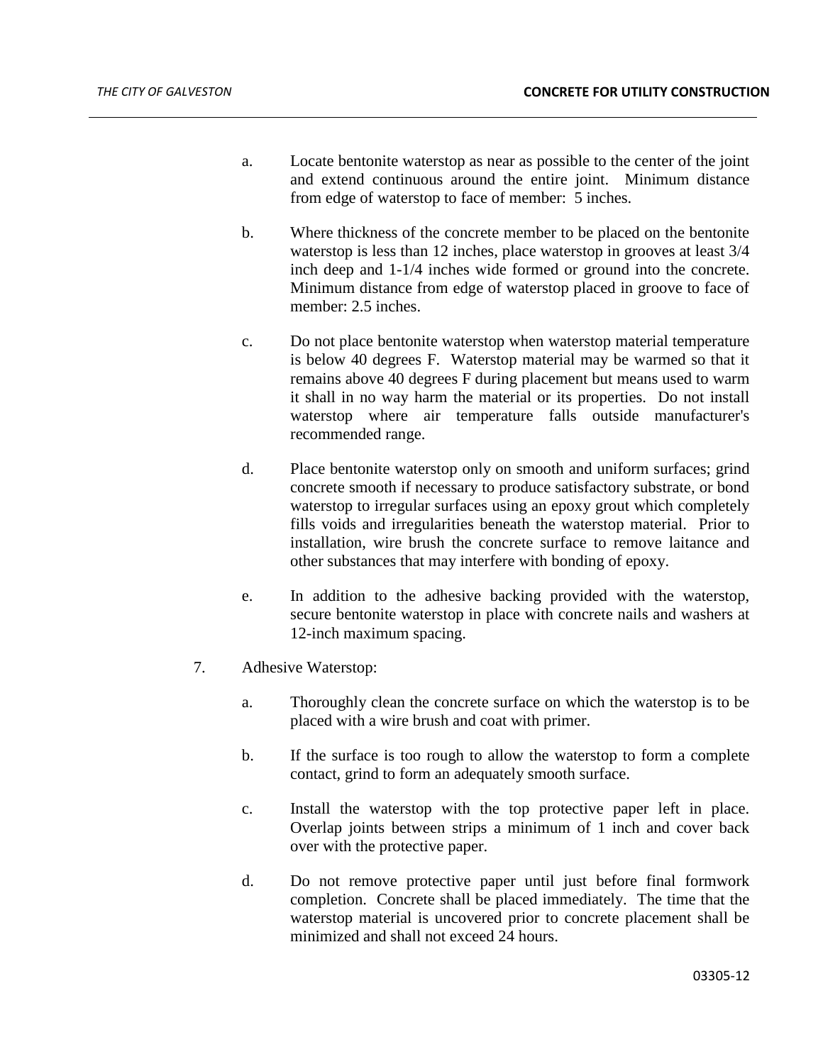a. Locate bentonite waterstop as near as possible to the center of the joint and extend continuous around the entire joint. Minimum distance from edge of waterstop to face of member: 5 inches.

b. Where thickness of the concrete member to be placed on the bentonite waterstop is less than 12 inches, place waterstop in grooves at least 3/4 inch deep and 1-1/4 inches wide formed or ground into the concrete. Minimum distance from edge of waterstop placed in groove to face of member: 2.5 inches.

c. Do not place bentonite waterstop when waterstop material temperature is below 40 degrees F. Waterstop material may be warmed so that it remains above 40 degrees F during placement but means used to warm it shall in no way harm the material or its properties. Do not install waterstop where air temperature falls outside manufacturer's recommended range.

d. Place bentonite waterstop only on smooth and uniform surfaces; grind concrete smooth if necessary to produce satisfactory substrate, or bond waterstop to irregular surfaces using an epoxy grout which completely fills voids and irregularities beneath the waterstop material. Prior to installation, wire brush the concrete surface to remove laitance and other substances that may interfere with bonding of epoxy.

e. In addition to the adhesive backing provided with the waterstop, secure bentonite waterstop in place with concrete nails and washers at 12-inch maximum spacing.

7. Adhesive Waterstop:

a. Thoroughly clean the concrete surface on which the waterstop is to be placed with a wire brush and coat with primer.

b. If the surface is too rough to allow the waterstop to form a complete contact, grind to form an adequately smooth surface.

c. Install the waterstop with the top protective paper left in place. Overlap joints between strips a minimum of 1 inch and cover back over with the protective paper.

d. Do not remove protective paper until just before final formwork completion. Concrete shall be placed immediately. The time that the waterstop material is uncovered prior to concrete placement shall be minimized and shall not exceed 24 hours.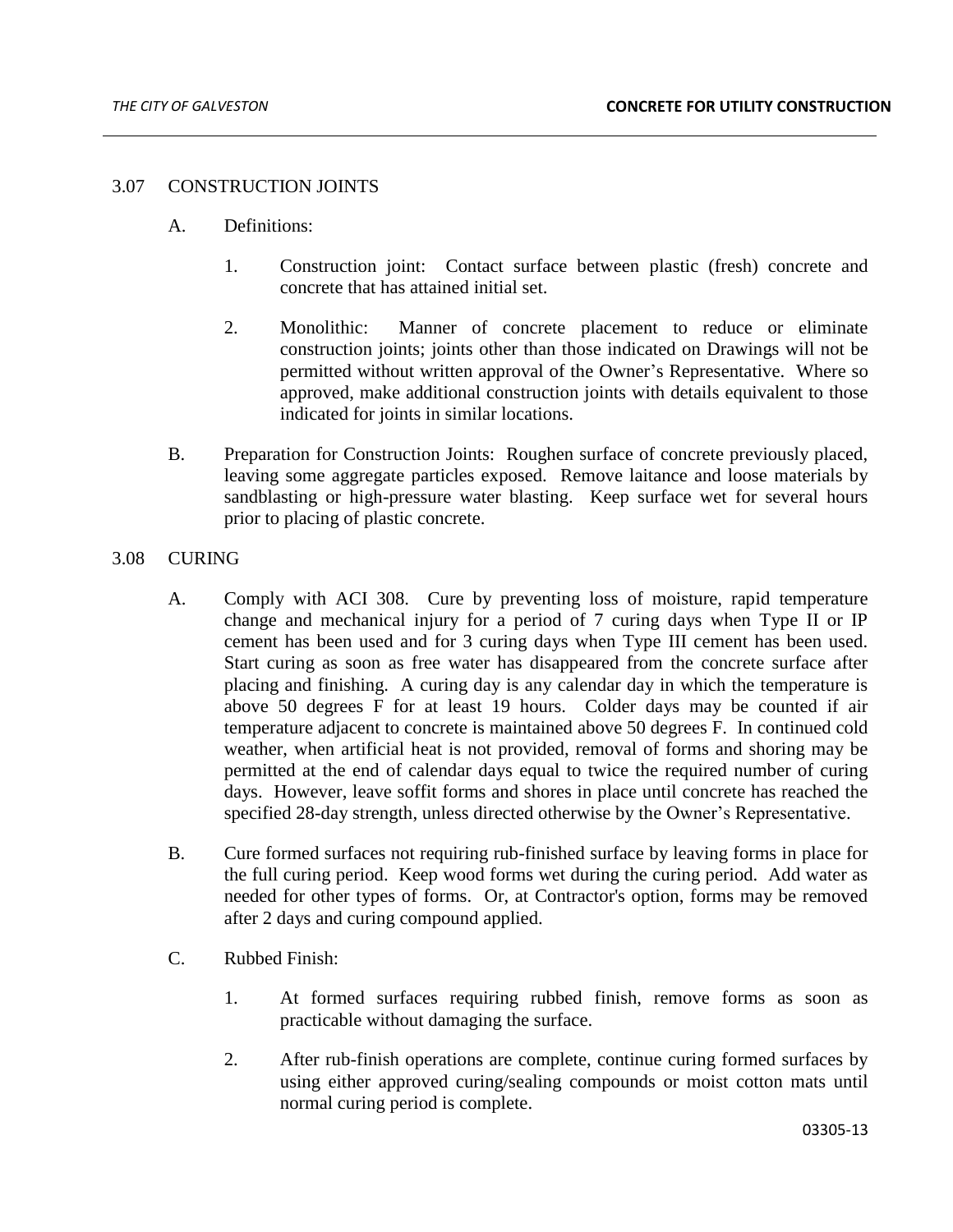## 3.07 CONSTRUCTION JOINTS

A. Definitions:

1. Construction joint: Contact surface between plastic (fresh) concrete and concrete that has attained initial set.

2. Monolithic: Manner of concrete placement to reduce or eliminate construction joints; joints other than those indicated on Drawings will not be permitted without written approval of the Owner’s Representative. Where so approved, make additional construction joints with details equivalent to those indicated for joints in similar locations.

B. Preparation for Construction Joints: Roughen surface of concrete previously placed, leaving some aggregate particles exposed. Remove laitance and loose materials by sandblasting or high-pressure water blasting. Keep surface wet for several hours prior to placing of plastic concrete.

## 3.08 CURING

A. Comply with ACI 308. Cure by preventing loss of moisture, rapid temperature change and mechanical injury for a period of 7 curing days when Type II or IP cement has been used and for 3 curing days when Type III cement has been used. Start curing as soon as free water has disappeared from the concrete surface after placing and finishing. A curing day is any calendar day in which the temperature is above 50 degrees F for at least 19 hours. Colder days may be counted if air temperature adjacent to concrete is maintained above 50 degrees F. In continued cold weather, when artificial heat is not provided, removal of forms and shoring may be permitted at the end of calendar days equal to twice the required number of curing days. However, leave soffit forms and shores in place until concrete has reached the specified 28-day strength, unless directed otherwise by the Owner’s Representative.

B. Cure formed surfaces not requiring rub-finished surface by leaving forms in place for the full curing period. Keep wood forms wet during the curing period. Add water as needed for other types of forms. Or, at Contractor's option, forms may be removed after 2 days and curing compound applied.

C. Rubbed Finish:

1. At formed surfaces requiring rubbed finish, remove forms as soon as practicable without damaging the surface.

2. After rub-finish operations are complete, continue curing formed surfaces by using either approved curing/sealing compounds or moist cotton mats until normal curing period is complete.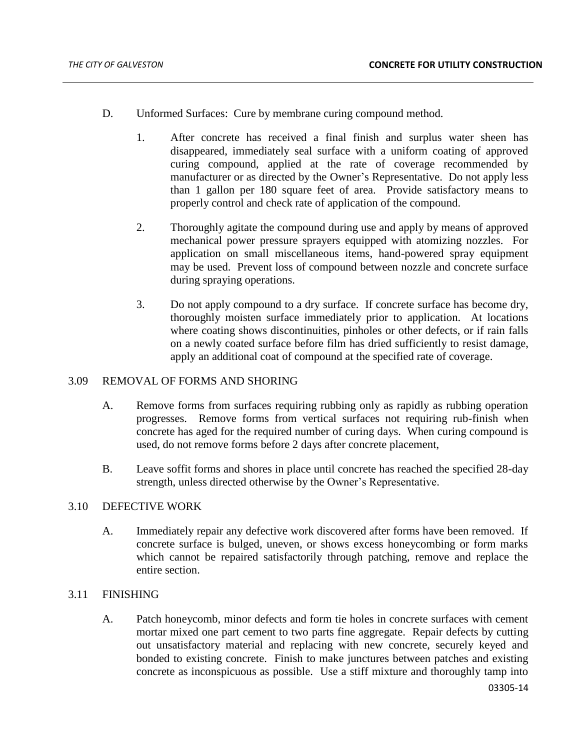D. Unformed Surfaces: Cure by membrane curing compound method.

1. After concrete has received a final finish and surplus water sheen has disappeared, immediately seal surface with a uniform coating of approved curing compound, applied at the rate of coverage recommended by manufacturer or as directed by the Owner's Representative. Do not apply less than 1 gallon per 180 square feet of area. Provide satisfactory means to properly control and check rate of application of the compound.

2. Thoroughly agitate the compound during use and apply by means of approved mechanical power pressure sprayers equipped with atomizing nozzles. For application on small miscellaneous items, hand-powered spray equipment may be used. Prevent loss of compound between nozzle and concrete surface during spraying operations.

3. Do not apply compound to a dry surface. If concrete surface has become dry, thoroughly moisten surface immediately prior to application. At locations where coating shows discontinuities, pinholes or other defects, or if rain falls on a newly coated surface before film has dried sufficiently to resist damage, apply an additional coat of compound at the specified rate of coverage.

## 3.09 REMOVAL OF FORMS AND SHORING

A. Remove forms from surfaces requiring rubbing only as rapidly as rubbing operation progresses. Remove forms from vertical surfaces not requiring rub-finish when concrete has aged for the required number of curing days. When curing compound is used, do not remove forms before 2 days after concrete placement,

B. Leave soffit forms and shores in place until concrete has reached the specified 28-day strength, unless directed otherwise by the Owner's Representative.

## 3.10 DEFECTIVE WORK

A. Immediately repair any defective work discovered after forms have been removed. If concrete surface is bulged, uneven, or shows excess honeycombing or form marks which cannot be repaired satisfactorily through patching, remove and replace the entire section.

## 3.11 FINISHING

A. Patch honeycomb, minor defects and form tie holes in concrete surfaces with cement mortar mixed one part cement to two parts fine aggregate. Repair defects by cutting out unsatisfactory material and replacing with new concrete, securely keyed and bonded to existing concrete. Finish to make junctures between patches and existing concrete as inconspicuous as possible. Use a stiff mixture and thoroughly tamp into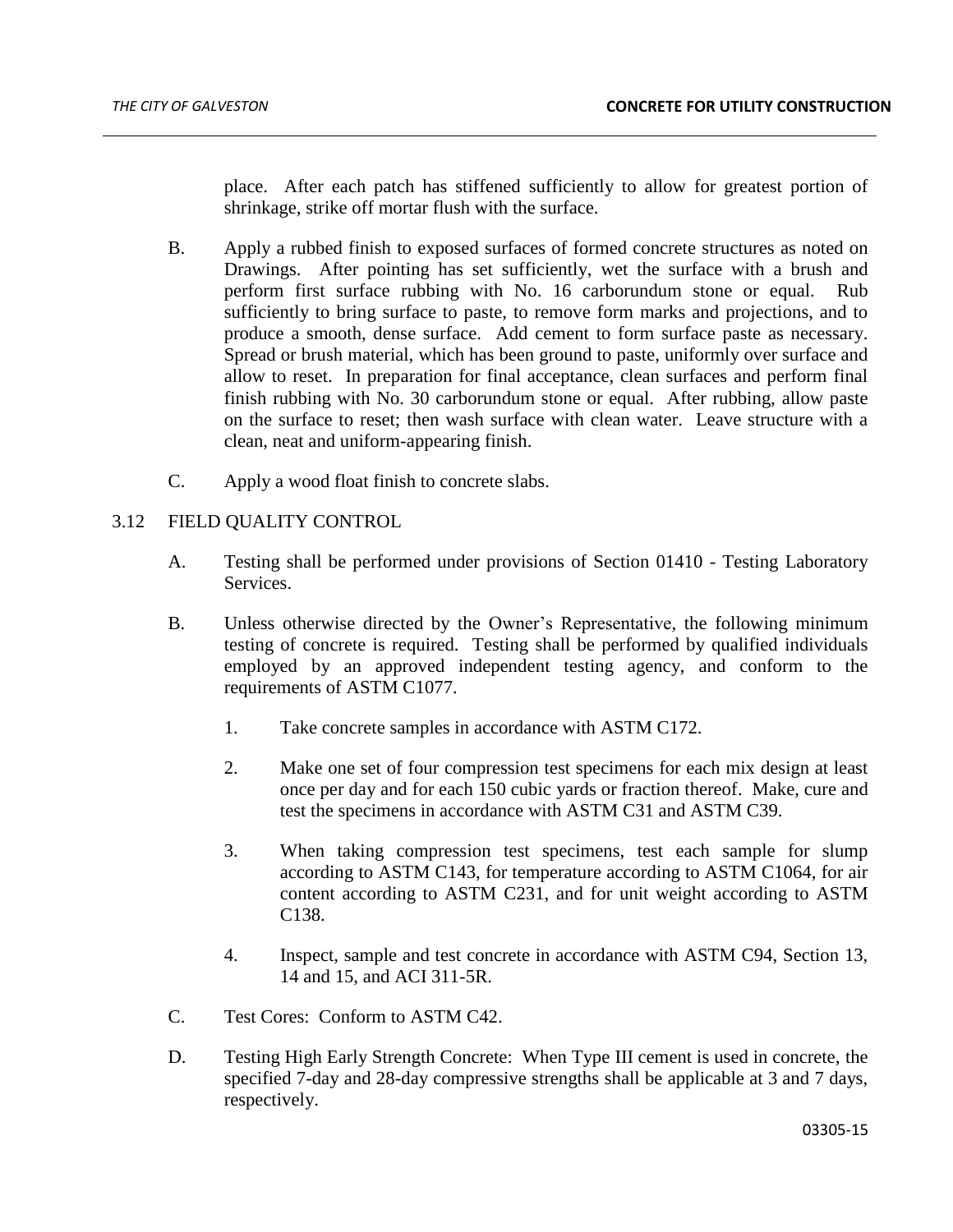place. After each patch has stiffened sufficiently to allow for greatest portion of shrinkage, strike off mortar flush with the surface.

B. Apply a rubbed finish to exposed surfaces of formed concrete structures as noted on Drawings. After pointing has set sufficiently, wet the surface with a brush and perform first surface rubbing with No. 16 carborundum stone or equal. Rub sufficiently to bring surface to paste, to remove form marks and projections, and to produce a smooth, dense surface. Add cement to form surface paste as necessary. Spread or brush material, which has been ground to paste, uniformly over surface and allow to reset. In preparation for final acceptance, clean surfaces and perform final finish rubbing with No. 30 carborundum stone or equal. After rubbing, allow paste on the surface to reset; then wash surface with clean water. Leave structure with a clean, neat and uniform-appearing finish.

C. Apply a wood float finish to concrete slabs.

## 3.12 FIELD QUALITY CONTROL

A. Testing shall be performed under provisions of Section 01410 - Testing Laboratory Services.

B. Unless otherwise directed by the Owner's Representative, the following minimum testing of concrete is required. Testing shall be performed by qualified individuals employed by an approved independent testing agency, and conform to the requirements of ASTM C1077.

1. Take concrete samples in accordance with ASTM C172.

2. Make one set of four compression test specimens for each mix design at least once per day and for each 150 cubic yards or fraction thereof. Make, cure and test the specimens in accordance with ASTM C31 and ASTM C39.

3. When taking compression test specimens, test each sample for slump according to ASTM C143, for temperature according to ASTM C1064, for air content according to ASTM C231, and for unit weight according to ASTM C138.

4. Inspect, sample and test concrete in accordance with ASTM C94, Section 13, 14 and 15, and ACI 311-5R.

C. Test Cores: Conform to ASTM C42.

D. Testing High Early Strength Concrete: When Type III cement is used in concrete, the specified 7-day and 28-day compressive strengths shall be applicable at 3 and 7 days, respectively.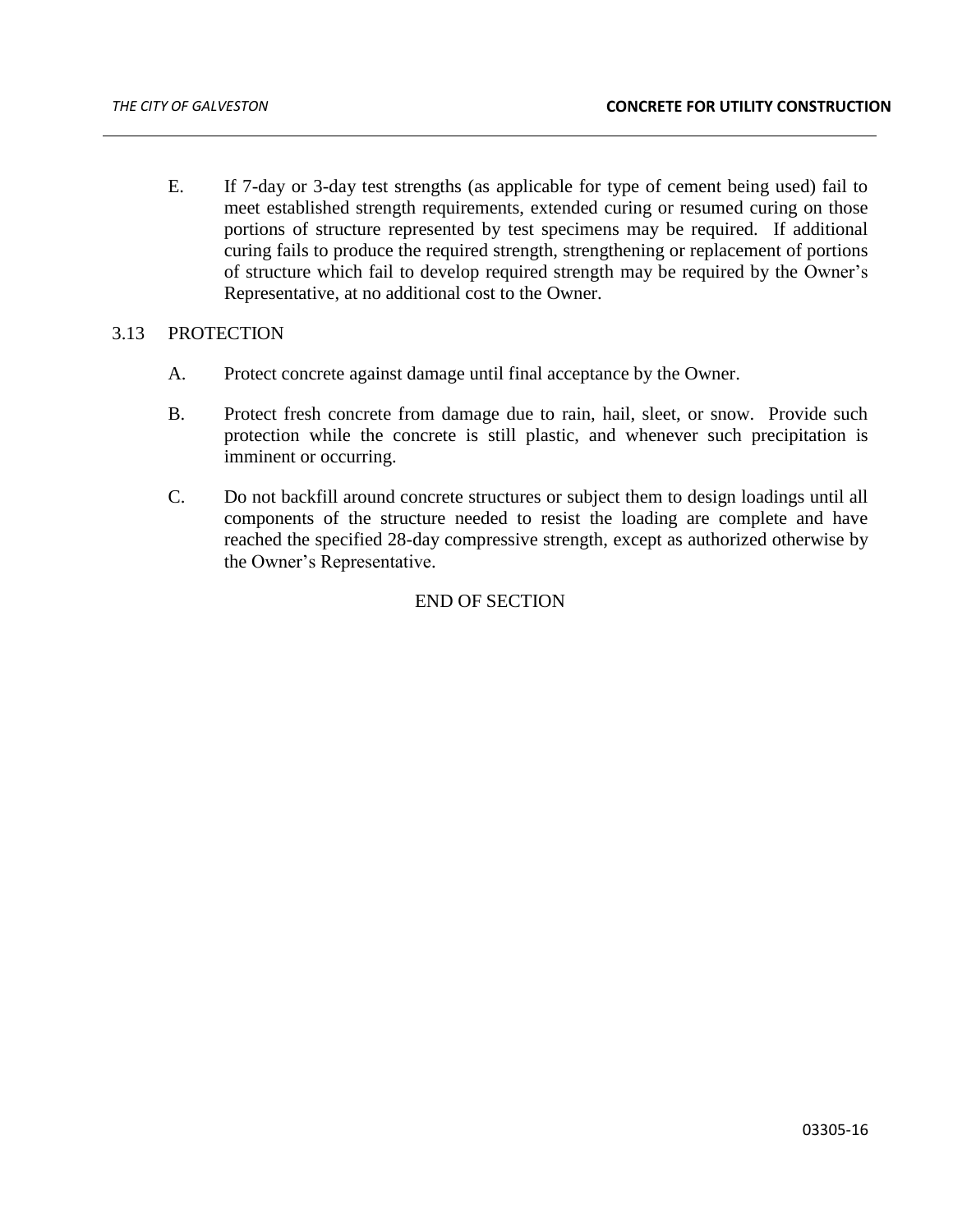E. If 7-day or 3-day test strengths (as applicable for type of cement being used) fail to meet established strength requirements, extended curing or resumed curing on those portions of structure represented by test specimens may be required. If additional curing fails to produce the required strength, strengthening or replacement of portions of structure which fail to develop required strength may be required by the Owner's Representative, at no additional cost to the Owner.

## 3.13 PROTECTION

A. Protect concrete against damage until final acceptance by the Owner.

B. Protect fresh concrete from damage due to rain, hail, sleet, or snow. Provide such protection while the concrete is still plastic, and whenever such precipitation is imminent or occurring.

C. Do not backfill around concrete structures or subject them to design loadings until all components of the structure needed to resist the loading are complete and have reached the specified 28-day compressive strength, except as authorized otherwise by the Owner's Representative.

END OF SECTION